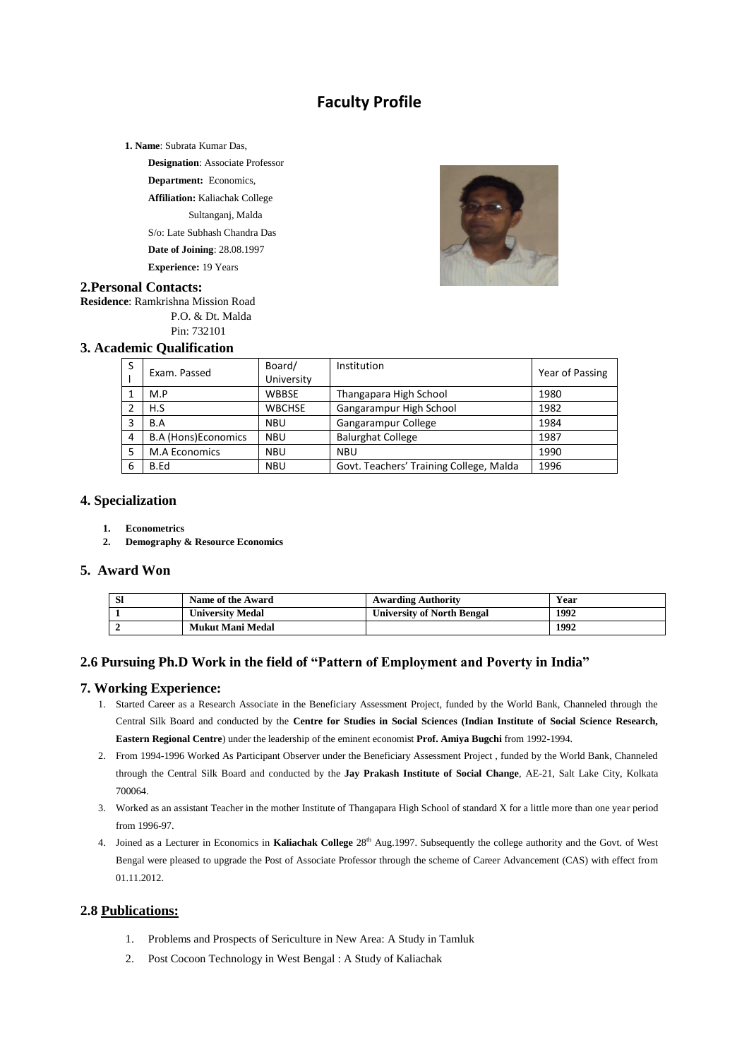# Faculty Profile

**1. Name**: Subrata Kumar Das,

**Designation**: Associate Professor

**Department:** Economics,

**Affiliation:** Kaliachak College

Sultanganj, Malda

S/o: Late Subhash Chandra Das

**Date of Joining**: 28.08.1997

**Experience:** 19 Years

## 2.Personal Contacts:

**Residence**: Ramkrishna Mission Road
P.O. & Dt. Malda
Pin: 732101

## 3. Academic Qualification

| Sl | Exam. Passed | Board/ University | Institution | Year of Passing |
|---|---|---|---|---|
| 1 | M.P | WBBSE | Thangapara High School | 1980 |
| 2 | H.S | WBCHSE | Gangarampur High School | 1982 |
| 3 | B.A | NBU | Gangarampur College | 1984 |
| 4 | B.A (Hons)Economics | NBU | Balurghat College | 1987 |
| 5 | M.A Economics | NBU | NBU | 1990 |
| 6 | B.Ed | NBU | Govt. Teachers' Training College, Malda | 1996 |

## 4. Specialization

1. **Econometrics**
2. **Demography & Resource Economics**

## 5. Award Won

| Sl | Name of the Award | Awarding Authority | Year |
|---|---|---|---|
| 1 | University Medal | University of North Bengal | 1992 |
| 2 | Mukut Mani Medal | | 1992 |

## 2.6 Pursuing Ph.D Work in the field of "Pattern of Employment and Poverty in India"

## 7. Working Experience:

1. Started Career as a Research Associate in the Beneficiary Assessment Project, funded by the World Bank, Channeled through the Central Silk Board and conducted by the **Centre for Studies in Social Sciences (Indian Institute of Social Science Research, Eastern Regional Centre**) under the leadership of the eminent economist **Prof. Amiya Bugchi** from 1992-1994.
2. From 1994-1996 Worked As Participant Observer under the Beneficiary Assessment Project , funded by the World Bank, Channeled through the Central Silk Board and conducted by the **Jay Prakash Institute of Social Change**, AE-21, Salt Lake City, Kolkata 700064.
3. Worked as an assistant Teacher in the mother Institute of Thangapara High School of standard X for a little more than one year period from 1996-97.
4. Joined as a Lecturer in Economics in **Kaliachak College** 28th Aug.1997. Subsequently the college authority and the Govt. of West Bengal were pleased to upgrade the Post of Associate Professor through the scheme of Career Advancement (CAS) with effect from 01.11.2012.

## 2.8 Publications:

1. Problems and Prospects of Sericulture in New Area: A Study in Tamluk
2. Post Cocoon Technology in West Bengal : A Study of Kaliachak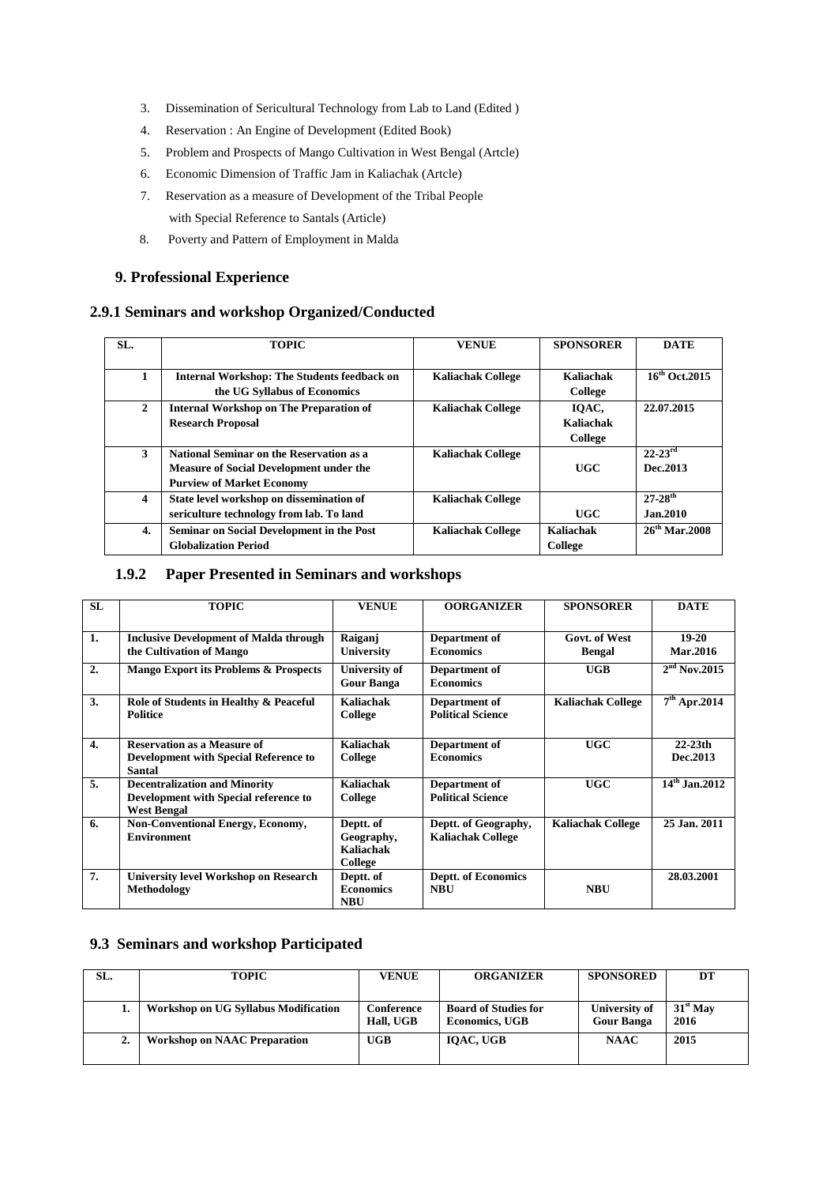3. Dissemination of Sericultural Technology from Lab to Land (Edited )
4. Reservation : An Engine of Development (Edited Book)
5. Problem and Prospects of Mango Cultivation in West Bengal (Artcle)
6. Economic Dimension of Traffic Jam in Kaliachak (Artcle)
7. Reservation as a measure of Development of the Tribal People with Special Reference to Santals (Article)
8. Poverty and Pattern of Employment in Malda

## 9. Professional Experience

### 2.9.1 Seminars and workshop Organized/Conducted

| SL. | TOPIC | VENUE | SPONSORER | DATE |
|---|---|---|---|---|
| 1 | Internal Workshop: The Students feedback on the UG Syllabus of Economics | Kaliachak College | Kaliachak College | 16th Oct.2015 |
| 2 | Internal Workshop on The Preparation of Research Proposal | Kaliachak College | IQAC, Kaliachak College | 22.07.2015 |
| 3 | National Seminar on the Reservation as a Measure of Social Development under the Purview of Market Economy | Kaliachak College | UGC | 22-23rd Dec.2013 |
| 4 | State level workshop on dissemination of sericulture technology from lab. To land | Kaliachak College | UGC | 27-28th Jan.2010 |
| 4. | Seminar on Social Development in the Post Globalization Period | Kaliachak College | Kaliachak College | 26th Mar.2008 |

### 1.9.2 Paper Presented in Seminars and workshops

| SL | TOPIC | VENUE | OORGANIZER | SPONSORER | DATE |
|---|---|---|---|---|---|
| 1. | Inclusive Development of Malda through the Cultivation of Mango | Raiganj University | Department of Economics | Govt. of West Bengal | 19-20 Mar.2016 |
| 2. | Mango Export its Problems & Prospects | University of Gour Banga | Department of Economics | UGB | 2nd Nov.2015 |
| 3. | Role of Students in Healthy & Peaceful Politice | Kaliachak College | Department of Political Science | Kaliachak College | 7th Apr.2014 |
| 4. | Reservation as a Measure of Development with Special Reference to Santal | Kaliachak College | Department of Economics | UGC | 22-23th Dec.2013 |
| 5. | Decentralization and Minority Development with Special reference to West Bengal | Kaliachak College | Department of Political Science | UGC | 14th Jan.2012 |
| 6. | Non-Conventional Energy, Economy, Environment | Deptt. of Geography, Kaliachak College | Deptt. of Geography, Kaliachak College | Kaliachak College | 25 Jan. 2011 |
| 7. | University level Workshop on Research Methodology | Deptt. of Economics NBU | Deptt. of Economics NBU | NBU | 28.03.2001 |

### 9.3 Seminars and workshop Participated

| SL. | TOPIC | VENUE | ORGANIZER | SPONSORED | DT |
|---|---|---|---|---|---|
| 1. | Workshop on UG Syllabus Modification | Conference Hall, UGB | Board of Studies for Economics, UGB | University of Gour Banga | 31st May 2016 |
| 2. | Workshop on NAAC Preparation | UGB | IQAC, UGB | NAAC | 2015 |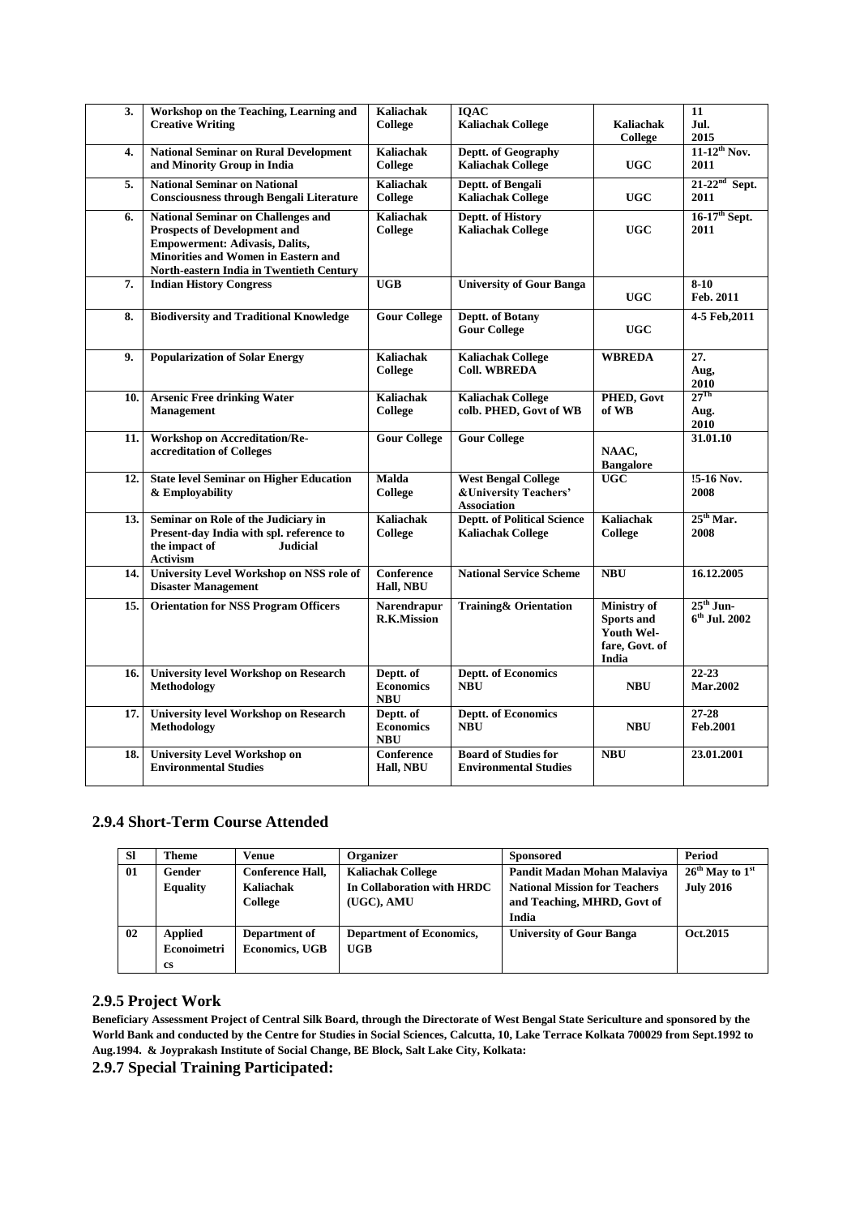| 3. | Workshop on the Teaching, Learning and Creative Writing | Kaliachak College | IQAC Kaliachak College | Kaliachak College | 11 Jul. 2015 |
|---|---|---|---|---|---|
| 4. | National Seminar on Rural Development and Minority Group in India | Kaliachak College | Deptt. of Geography Kaliachak College | UGC | 11-12th Nov. 2011 |
| 5. | National Seminar on National Consciousness through Bengali Literature | Kaliachak College | Deptt. of Bengali Kaliachak College | UGC | 21-22nd Sept. 2011 |
| 6. | National Seminar on Challenges and Prospects of Development and Empowerment: Adivasis, Dalits, Minorities and Women in Eastern and North-eastern India in Twentieth Century | Kaliachak College | Deptt. of History Kaliachak College | UGC | 16-17th Sept. 2011 |
| 7. | Indian History Congress | UGB | University of Gour Banga | UGC | 8-10 Feb. 2011 |
| 8. | Biodiversity and Traditional Knowledge | Gour College | Deptt. of Botany Gour College | UGC | 4-5 Feb,2011 |
| 9. | Popularization of Solar Energy | Kaliachak College | Kaliachak College Coll. WBREDA | WBREDA | 27. Aug, 2010 |
| 10. | Arsenic Free drinking Water Management | Kaliachak College | Kaliachak College colb. PHED, Govt of WB | PHED, Govt of WB | 27Th Aug. 2010 |
| 11. | Workshop on Accreditation/Re-accreditation of Colleges | Gour College | Gour College | NAAC, Bangalore | 31.01.10 |
| 12. | State level Seminar on Higher Education & Employability | Malda College | West Bengal College &University Teachers' Association | UGC | !5-16 Nov. 2008 |
| 13. | Seminar on Role of the Judiciary in Present-day India with spl. reference to the impact of Judicial Activism | Kaliachak College | Deptt. of Political Science Kaliachak College | Kaliachak College | 25th Mar. 2008 |
| 14. | University Level Workshop on NSS role of Disaster Management | Conference Hall, NBU | National Service Scheme | NBU | 16.12.2005 |
| 15. | Orientation for NSS Program Officers | Narendrapur R.K.Mission | Training& Orientation | Ministry of Sports and Youth Wel-fare, Govt. of India | 25th Jun- 6th Jul. 2002 |
| 16. | University level Workshop on Research Methodology | Deptt. of Economics NBU | Deptt. of Economics NBU | NBU | 22-23 Mar.2002 |
| 17. | University level Workshop on Research Methodology | Deptt. of Economics NBU | Deptt. of Economics NBU | NBU | 27-28 Feb.2001 |
| 18. | University Level Workshop on Environmental Studies | Conference Hall, NBU | Board of Studies for Environmental Studies | NBU | 23.01.2001 |

## 2.9.4 Short-Term Course Attended

| Sl | Theme | Venue | Organizer | Sponsored | Period |
|---|---|---|---|---|---|
| 01 | Gender Equality | Conference Hall, Kaliachak College | Kaliachak College In Collaboration with HRDC (UGC), AMU | Pandit Madan Mohan Malaviya National Mission for Teachers and Teaching, MHRD, Govt of India | 26th May to 1st July 2016 |
| 02 | Applied Econoimetrics | Department of Economics, UGB | Department of Economics, UGB | University of Gour Banga | Oct.2015 |

## 2.9.5 Project Work

**Beneficiary Assessment Project of Central Silk Board, through the Directorate of West Bengal State Sericulture and sponsored by the World Bank and conducted by the Centre for Studies in Social Sciences, Calcutta, 10, Lake Terrace Kolkata 700029 from Sept.1992 to Aug.1994. & Joyprakash Institute of Social Change, BE Block, Salt Lake City, Kolkata:**

## 2.9.7 Special Training Participated: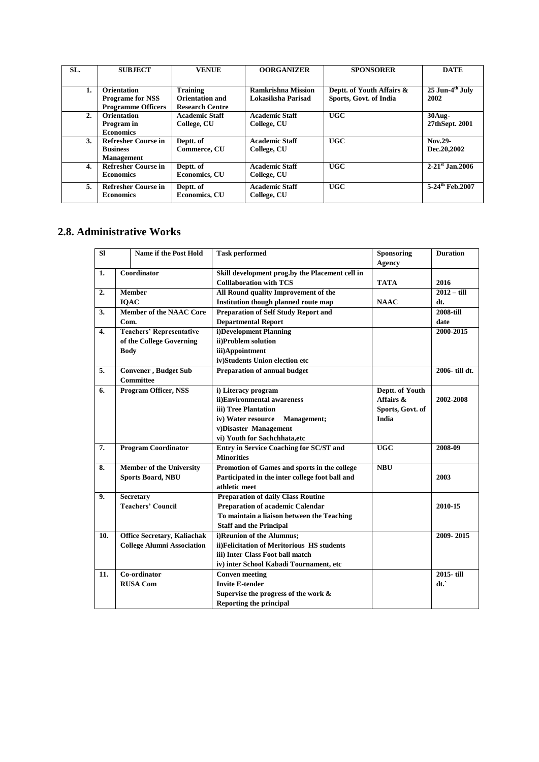| SL. | SUBJECT | VENUE | OORGANIZER | SPONSORER | DATE |
|---|---|---|---|---|---|
| 1. | Orientation Programe for NSS Programme Officers | Training Orientation and Research Centre | Ramkrishna Mission Lokasiksha Parisad | Deptt. of Youth Affairs & Sports, Govt. of India | 25 Jun-4th July 2002 |
| 2. | Orientation Program in Economics | Academic Staff College, CU | Academic Staff College, CU | UGC | 30Aug-27thSept. 2001 |
| 3. | Refresher Course in Business Management | Deptt. of Commerce, CU | Academic Staff College, CU | UGC | Nov.29-Dec.20,2002 |
| 4. | Refresher Course in Economics | Deptt. of Economics, CU | Academic Staff College, CU | UGC | 2-21st Jan.2006 |
| 5. | Refresher Course in Economics | Deptt. of Economics, CU | Academic Staff College, CU | UGC | 5-24th Feb.2007 |

## 2.8. Administrative Works

| Sl | Name if the Post Hold | Task performed | Sponsoring Agency | Duration |
|---|---|---|---|---|
| 1. | Coordinator | Skill development prog.by the Placement cell in Colllaboration with TCS | TATA | 2016 |
| 2. | Member IQAC | All Round quality Improvement of the Institution though planned route map | NAAC | 2012 – till dt. |
| 3. | Member of the NAAC Core Com. | Preparation of Self Study Report and Departmental Report | | 2008-till date |
| 4. | Teachers' Representative of the College Governing Body | i)Development Planning<br>ii)Problem solution<br>iii)Appointment<br>iv)Students Union election etc | | 2000-2015 |
| 5. | Convener , Budget Sub Committee | Preparation of annual budget | | 2006- till dt. |
| 6. | Program Officer, NSS | i) Literacy program<br>ii)Environmental awareness<br>iii) Tree Plantation<br>iv) Water resource Management;<br>v)Disaster Management<br>vi) Youth for Sachchhata,etc | Deptt. of Youth Affairs & Sports, Govt. of India | 2002-2008 |
| 7. | Program Coordinator | Entry in Service Coaching for SC/ST and Minorities | UGC | 2008-09 |
| 8. | Member of the University Sports Board, NBU | Promotion of Games and sports in the college Participated in the inter college foot ball and athletic meet | NBU | 2003 |
| 9. | Secretary Teachers' Council | Preparation of daily Class Routine<br>Preparation of academic Calendar<br>To maintain a liaison between the Teaching Staff and the Principal | | 2010-15 |
| 10. | Office Secretary, Kaliachak College Alumni Association | i)Reunion of the Alumnus;<br>ii)Felicitation of Meritorious HS students<br>iii) Inter Class Foot ball match<br>iv) inter School Kabadi Tournament, etc | | 2009- 2015 |
| 11. | Co-ordinator RUSA Com | Conven meeting<br>Invite E-tender<br>Supervise the progress of the work &<br>Reporting the principal | | 2015- till dt.` |